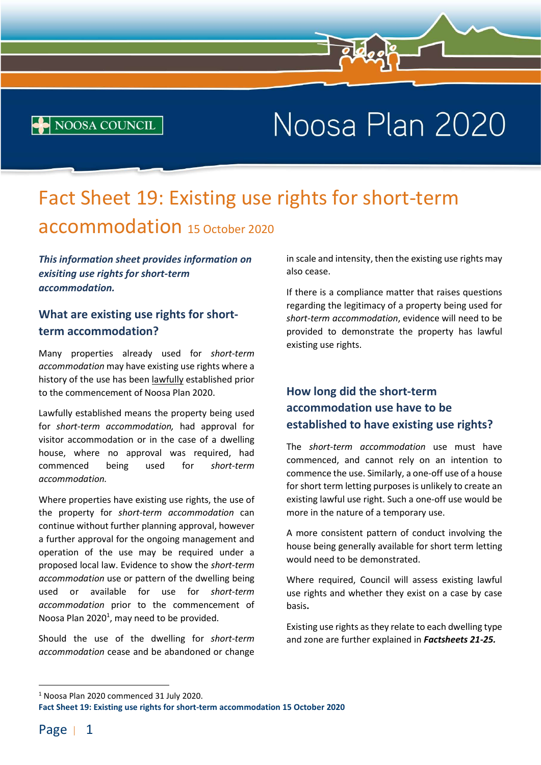# Fact Sheet 19: Existing use rights for short-term accommodation 15 October 2020

***This information sheet provides information on exisiting use rights for short-term accommodation.***

## What are existing use rights for short-term accommodation?

Many properties already used for *short-term accommodation* may have existing use rights where a history of the use has been lawfully established prior to the commencement of Noosa Plan 2020.

Lawfully established means the property being used for *short-term accommodation,* had approval for visitor accommodation or in the case of a dwelling house, where no approval was required, had commenced being used for *short-term accommodation.*

Where properties have existing use rights, the use of the property for *short-term accommodation* can continue without further planning approval, however a further approval for the ongoing management and operation of the use may be required under a proposed local law. Evidence to show the *short-term accommodation* use or pattern of the dwelling being used or available for use for *short-term accommodation* prior to the commencement of Noosa Plan 2020[1], may need to be provided.

Should the use of the dwelling for *short-term accommodation* cease and be abandoned or change in scale and intensity, then the existing use rights may also cease.

If there is a compliance matter that raises questions regarding the legitimacy of a property being used for *short-term accommodation*, evidence will need to be provided to demonstrate the property has lawful existing use rights.

## How long did the short-term accommodation use have to be established to have existing use rights?

The *short-term accommodation* use must have commenced, and cannot rely on an intention to commence the use. Similarly, a one-off use of a house for short term letting purposes is unlikely to create an existing lawful use right. Such a one-off use would be more in the nature of a temporary use.

A more consistent pattern of conduct involving the house being generally available for short term letting would need to be demonstrated.

Where required, Council will assess existing lawful use rights and whether they exist on a case by case basis**.**

Existing use rights as they relate to each dwelling type and zone are further explained in ***Factsheets 21-25.***

[1] Noosa Plan 2020 commenced 31 July 2020.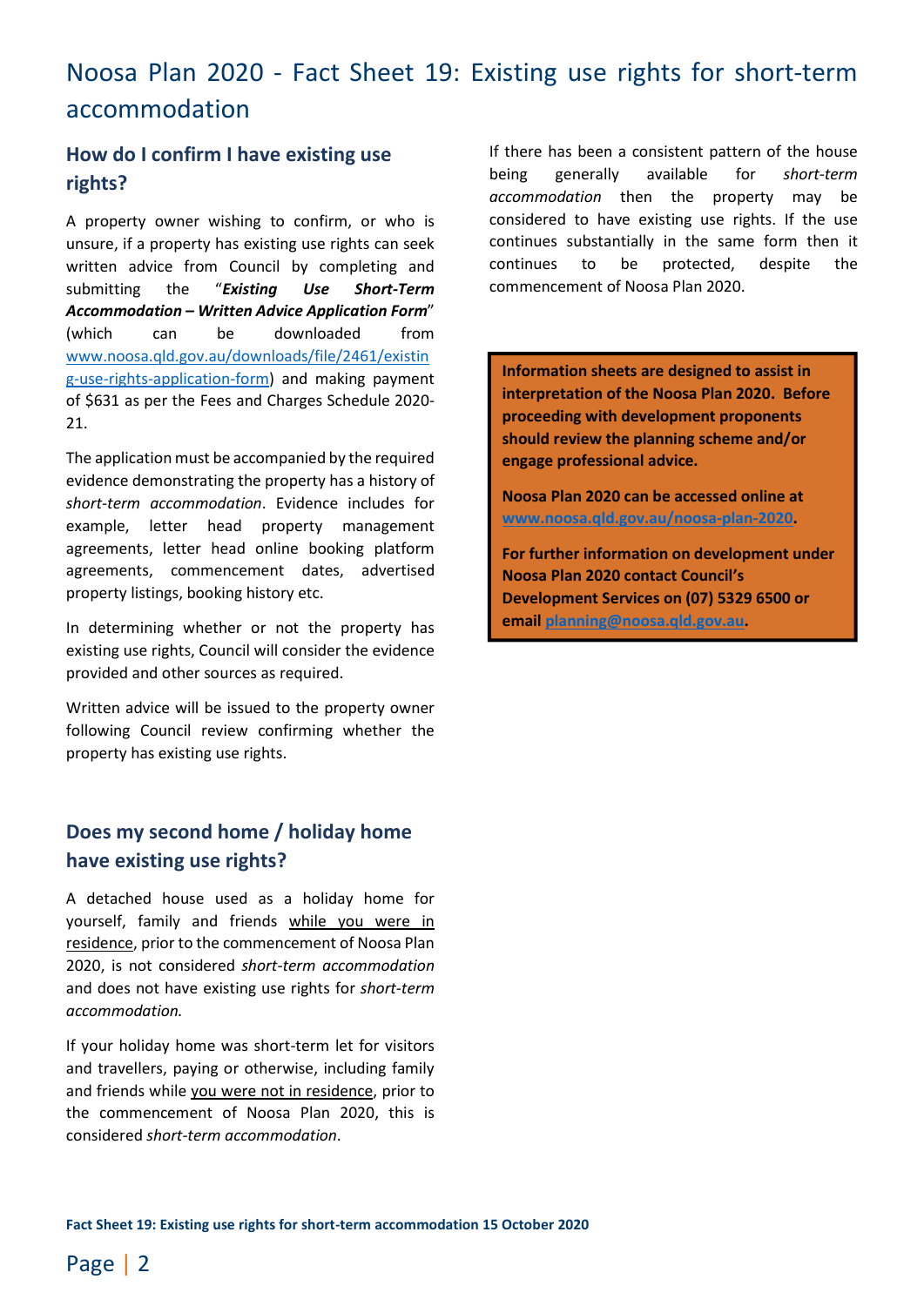# Noosa Plan 2020 - Fact Sheet 19: Existing use rights for short-term accommodation

## How do I confirm I have existing use rights?

A property owner wishing to confirm, or who is unsure, if a property has existing use rights can seek written advice from Council by completing and submitting the "***Existing Use Short-Term Accommodation – Written Advice Application Form***" (which can be downloaded from www.noosa.qld.gov.au/downloads/file/2461/existing-use-rights-application-form) and making payment of $631 as per the Fees and Charges Schedule 2020-21.

The application must be accompanied by the required evidence demonstrating the property has a history of *short-term accommodation*. Evidence includes for example, letter head property management agreements, letter head online booking platform agreements, commencement dates, advertised property listings, booking history etc.

In determining whether or not the property has existing use rights, Council will consider the evidence provided and other sources as required.

Written advice will be issued to the property owner following Council review confirming whether the property has existing use rights.

## Does my second home / holiday home have existing use rights?

A detached house used as a holiday home for yourself, family and friends while you were in residence, prior to the commencement of Noosa Plan 2020, is not considered *short-term accommodation* and does not have existing use rights for *short-term accommodation.*

If your holiday home was short-term let for visitors and travellers, paying or otherwise, including family and friends while you were not in residence, prior to the commencement of Noosa Plan 2020, this is considered *short-term accommodation*.

If there has been a consistent pattern of the house being generally available for *short-term accommodation* then the property may be considered to have existing use rights. If the use continues substantially in the same form then it continues to be protected, despite the commencement of Noosa Plan 2020.

**Information sheets are designed to assist in interpretation of the Noosa Plan 2020. Before proceeding with development proponents should review the planning scheme and/or engage professional advice.**

**Noosa Plan 2020 can be accessed online at www.noosa.qld.gov.au/noosa-plan-2020.**

**For further information on development under Noosa Plan 2020 contact Council's Development Services on (07) 5329 6500 or email planning@noosa.qld.gov.au.**